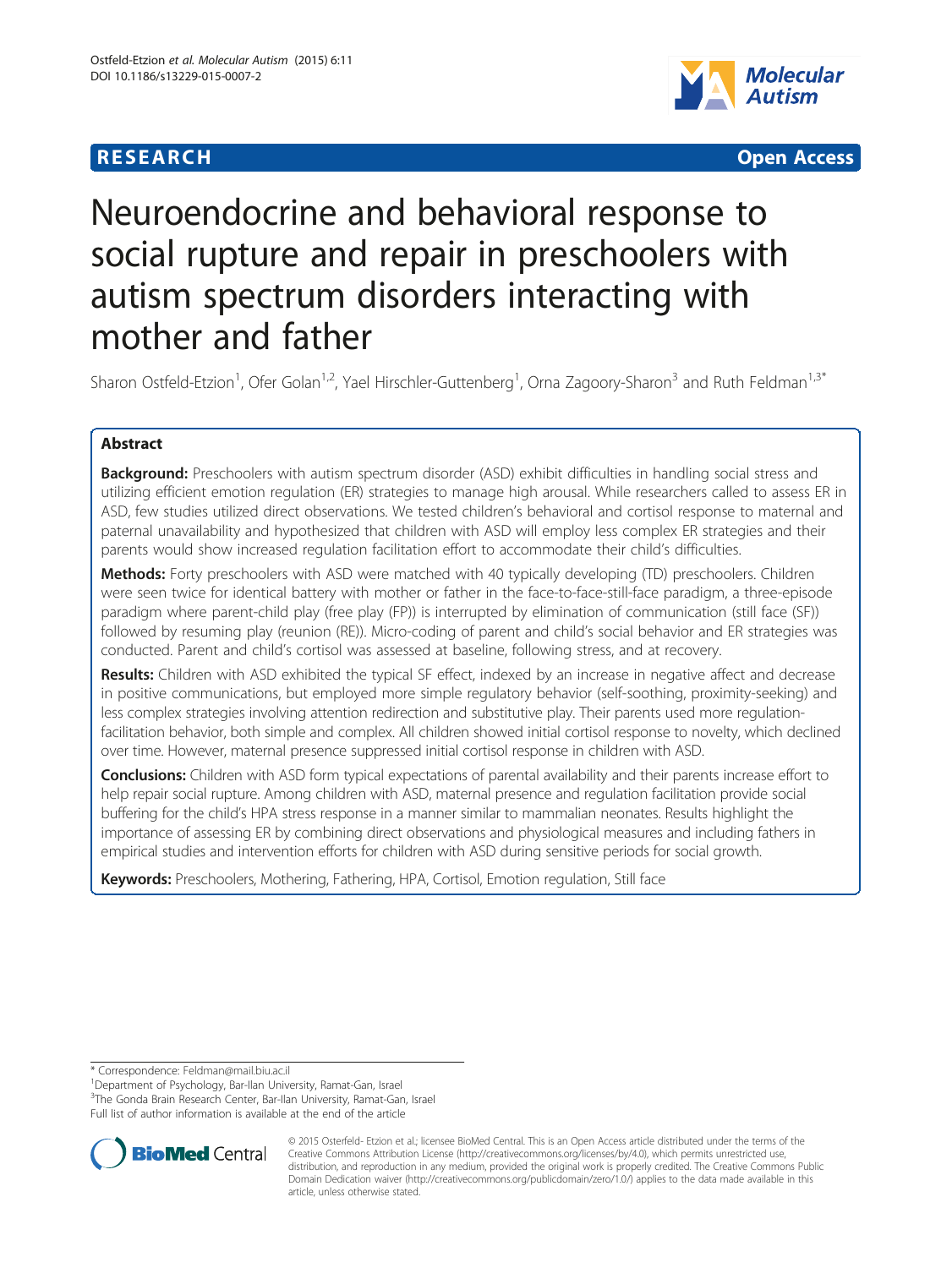**RESEARCH** **Open Access**

# Neuroendocrine and behavioral response to social rupture and repair in preschoolers with autism spectrum disorders interacting with mother and father

Sharon Ostfeld-Etzion[1], Ofer Golan[1,2], Yael Hirschler-Guttenberg[1], Orna Zagoory-Sharon[3] and Ruth Feldman[1,3*]

## Abstract

**Background:** Preschoolers with autism spectrum disorder (ASD) exhibit difficulties in handling social stress and utilizing efficient emotion regulation (ER) strategies to manage high arousal. While researchers called to assess ER in ASD, few studies utilized direct observations. We tested children's behavioral and cortisol response to maternal and paternal unavailability and hypothesized that children with ASD will employ less complex ER strategies and their parents would show increased regulation facilitation effort to accommodate their child's difficulties.

**Methods:** Forty preschoolers with ASD were matched with 40 typically developing (TD) preschoolers. Children were seen twice for identical battery with mother or father in the face-to-face-still-face paradigm, a three-episode paradigm where parent-child play (free play (FP)) is interrupted by elimination of communication (still face (SF)) followed by resuming play (reunion (RE)). Micro-coding of parent and child's social behavior and ER strategies was conducted. Parent and child's cortisol was assessed at baseline, following stress, and at recovery.

**Results:** Children with ASD exhibited the typical SF effect, indexed by an increase in negative affect and decrease in positive communications, but employed more simple regulatory behavior (self-soothing, proximity-seeking) and less complex strategies involving attention redirection and substitutive play. Their parents used more regulation-facilitation behavior, both simple and complex. All children showed initial cortisol response to novelty, which declined over time. However, maternal presence suppressed initial cortisol response in children with ASD.

**Conclusions:** Children with ASD form typical expectations of parental availability and their parents increase effort to help repair social rupture. Among children with ASD, maternal presence and regulation facilitation provide social buffering for the child's HPA stress response in a manner similar to mammalian neonates. Results highlight the importance of assessing ER by combining direct observations and physiological measures and including fathers in empirical studies and intervention efforts for children with ASD during sensitive periods for social growth.

**Keywords:** Preschoolers, Mothering, Fathering, HPA, Cortisol, Emotion regulation, Still face

---

* Correspondence: Feldman@mail.biu.ac.il
[1]Department of Psychology, Bar-Ilan University, Ramat-Gan, Israel
[3]The Gonda Brain Research Center, Bar-Ilan University, Ramat-Gan, Israel
Full list of author information is available at the end of the article

© 2015 Osterfeld- Etzion et al.; licensee BioMed Central. This is an Open Access article distributed under the terms of the Creative Commons Attribution License (http://creativecommons.org/licenses/by/4.0), which permits unrestricted use, distribution, and reproduction in any medium, provided the original work is properly credited. The Creative Commons Public Domain Dedication waiver (http://creativecommons.org/publicdomain/zero/1.0/) applies to the data made available in this article, unless otherwise stated.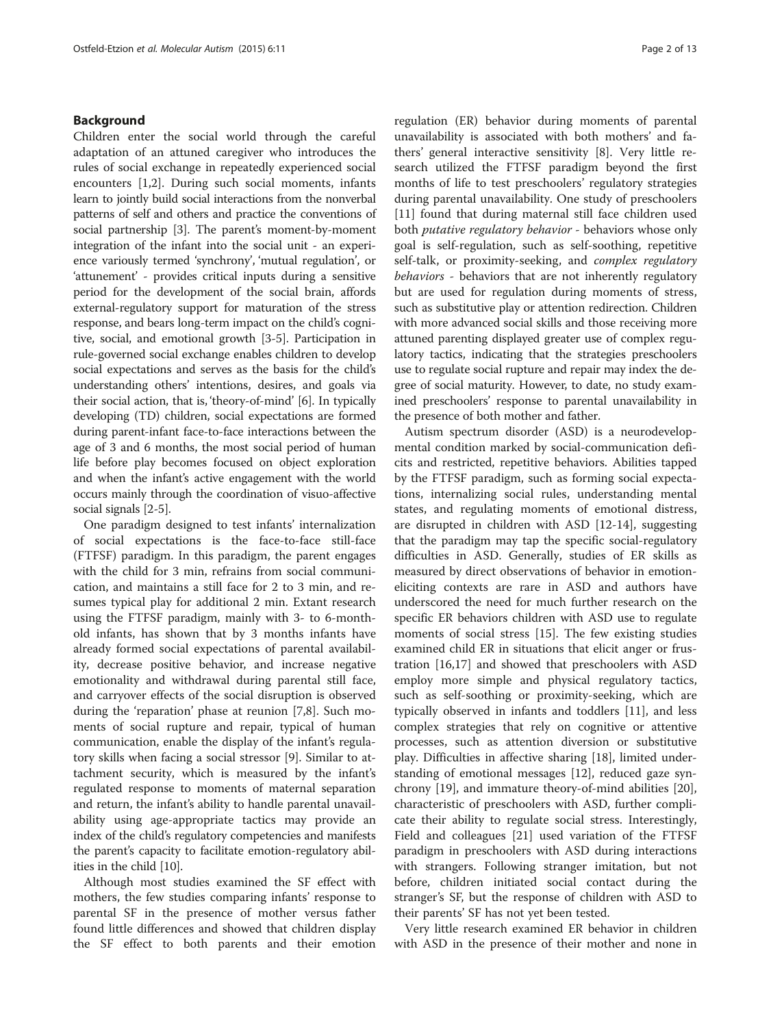## Background

Children enter the social world through the careful adaptation of an attuned caregiver who introduces the rules of social exchange in repeatedly experienced social encounters [1,2]. During such social moments, infants learn to jointly build social interactions from the nonverbal patterns of self and others and practice the conventions of social partnership [3]. The parent's moment-by-moment integration of the infant into the social unit - an experience variously termed 'synchrony', 'mutual regulation', or 'attunement' - provides critical inputs during a sensitive period for the development of the social brain, affords external-regulatory support for maturation of the stress response, and bears long-term impact on the child's cognitive, social, and emotional growth [3-5]. Participation in rule-governed social exchange enables children to develop social expectations and serves as the basis for the child's understanding others' intentions, desires, and goals via their social action, that is, 'theory-of-mind' [6]. In typically developing (TD) children, social expectations are formed during parent-infant face-to-face interactions between the age of 3 and 6 months, the most social period of human life before play becomes focused on object exploration and when the infant's active engagement with the world occurs mainly through the coordination of visuo-affective social signals [2-5].

One paradigm designed to test infants' internalization of social expectations is the face-to-face still-face (FTFSF) paradigm. In this paradigm, the parent engages with the child for 3 min, refrains from social communication, and maintains a still face for 2 to 3 min, and resumes typical play for additional 2 min. Extant research using the FTFSF paradigm, mainly with 3- to 6-month-old infants, has shown that by 3 months infants have already formed social expectations of parental availability, decrease positive behavior, and increase negative emotionality and withdrawal during parental still face, and carryover effects of the social disruption is observed during the 'reparation' phase at reunion [7,8]. Such moments of social rupture and repair, typical of human communication, enable the display of the infant's regulatory skills when facing a social stressor [9]. Similar to attachment security, which is measured by the infant's regulated response to moments of maternal separation and return, the infant's ability to handle parental unavailability using age-appropriate tactics may provide an index of the child's regulatory competencies and manifests the parent's capacity to facilitate emotion-regulatory abilities in the child [10].

Although most studies examined the SF effect with mothers, the few studies comparing infants' response to parental SF in the presence of mother versus father found little differences and showed that children display the SF effect to both parents and their emotion regulation (ER) behavior during moments of parental unavailability is associated with both mothers' and fathers' general interactive sensitivity [8]. Very little research utilized the FTFSF paradigm beyond the first months of life to test preschoolers' regulatory strategies during parental unavailability. One study of preschoolers [11] found that during maternal still face children used both *putative regulatory behavior* - behaviors whose only goal is self-regulation, such as self-soothing, repetitive self-talk, or proximity-seeking, and *complex regulatory behaviors* - behaviors that are not inherently regulatory but are used for regulation during moments of stress, such as substitutive play or attention redirection. Children with more advanced social skills and those receiving more attuned parenting displayed greater use of complex regulatory tactics, indicating that the strategies preschoolers use to regulate social rupture and repair may index the degree of social maturity. However, to date, no study examined preschoolers' response to parental unavailability in the presence of both mother and father.

Autism spectrum disorder (ASD) is a neurodevelopmental condition marked by social-communication deficits and restricted, repetitive behaviors. Abilities tapped by the FTFSF paradigm, such as forming social expectations, internalizing social rules, understanding mental states, and regulating moments of emotional distress, are disrupted in children with ASD [12-14], suggesting that the paradigm may tap the specific social-regulatory difficulties in ASD. Generally, studies of ER skills as measured by direct observations of behavior in emotion-eliciting contexts are rare in ASD and authors have underscored the need for much further research on the specific ER behaviors children with ASD use to regulate moments of social stress [15]. The few existing studies examined child ER in situations that elicit anger or frustration [16,17] and showed that preschoolers with ASD employ more simple and physical regulatory tactics, such as self-soothing or proximity-seeking, which are typically observed in infants and toddlers [11], and less complex strategies that rely on cognitive or attentive processes, such as attention diversion or substitutive play. Difficulties in affective sharing [18], limited understanding of emotional messages [12], reduced gaze synchrony [19], and immature theory-of-mind abilities [20], characteristic of preschoolers with ASD, further complicate their ability to regulate social stress. Interestingly, Field and colleagues [21] used variation of the FTFSF paradigm in preschoolers with ASD during interactions with strangers. Following stranger imitation, but not before, children initiated social contact during the stranger's SF, but the response of children with ASD to their parents' SF has not yet been tested.

Very little research examined ER behavior in children with ASD in the presence of their mother and none in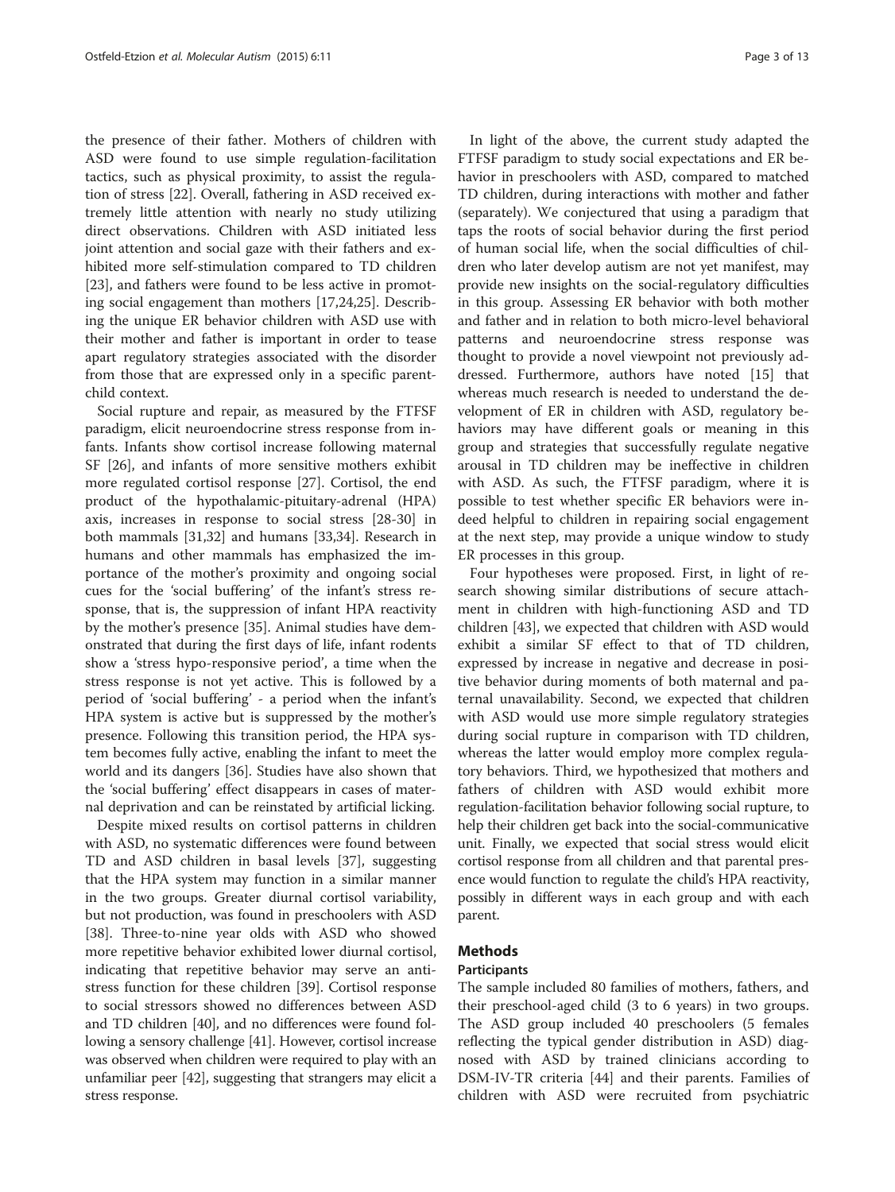the presence of their father. Mothers of children with ASD were found to use simple regulation-facilitation tactics, such as physical proximity, to assist the regulation of stress [22]. Overall, fathering in ASD received extremely little attention with nearly no study utilizing direct observations. Children with ASD initiated less joint attention and social gaze with their fathers and exhibited more self-stimulation compared to TD children [23], and fathers were found to be less active in promoting social engagement than mothers [17,24,25]. Describing the unique ER behavior children with ASD use with their mother and father is important in order to tease apart regulatory strategies associated with the disorder from those that are expressed only in a specific parent-child context.

Social rupture and repair, as measured by the FTFSF paradigm, elicit neuroendocrine stress response from infants. Infants show cortisol increase following maternal SF [26], and infants of more sensitive mothers exhibit more regulated cortisol response [27]. Cortisol, the end product of the hypothalamic-pituitary-adrenal (HPA) axis, increases in response to social stress [28-30] in both mammals [31,32] and humans [33,34]. Research in humans and other mammals has emphasized the importance of the mother's proximity and ongoing social cues for the 'social buffering' of the infant's stress response, that is, the suppression of infant HPA reactivity by the mother's presence [35]. Animal studies have demonstrated that during the first days of life, infant rodents show a 'stress hypo-responsive period', a time when the stress response is not yet active. This is followed by a period of 'social buffering' - a period when the infant's HPA system is active but is suppressed by the mother's presence. Following this transition period, the HPA system becomes fully active, enabling the infant to meet the world and its dangers [36]. Studies have also shown that the 'social buffering' effect disappears in cases of maternal deprivation and can be reinstated by artificial licking.

Despite mixed results on cortisol patterns in children with ASD, no systematic differences were found between TD and ASD children in basal levels [37], suggesting that the HPA system may function in a similar manner in the two groups. Greater diurnal cortisol variability, but not production, was found in preschoolers with ASD [38]. Three-to-nine year olds with ASD who showed more repetitive behavior exhibited lower diurnal cortisol, indicating that repetitive behavior may serve an anti-stress function for these children [39]. Cortisol response to social stressors showed no differences between ASD and TD children [40], and no differences were found following a sensory challenge [41]. However, cortisol increase was observed when children were required to play with an unfamiliar peer [42], suggesting that strangers may elicit a stress response.

In light of the above, the current study adapted the FTFSF paradigm to study social expectations and ER behavior in preschoolers with ASD, compared to matched TD children, during interactions with mother and father (separately). We conjectured that using a paradigm that taps the roots of social behavior during the first period of human social life, when the social difficulties of children who later develop autism are not yet manifest, may provide new insights on the social-regulatory difficulties in this group. Assessing ER behavior with both mother and father and in relation to both micro-level behavioral patterns and neuroendocrine stress response was thought to provide a novel viewpoint not previously addressed. Furthermore, authors have noted [15] that whereas much research is needed to understand the development of ER in children with ASD, regulatory behaviors may have different goals or meaning in this group and strategies that successfully regulate negative arousal in TD children may be ineffective in children with ASD. As such, the FTFSF paradigm, where it is possible to test whether specific ER behaviors were indeed helpful to children in repairing social engagement at the next step, may provide a unique window to study ER processes in this group.

Four hypotheses were proposed. First, in light of research showing similar distributions of secure attachment in children with high-functioning ASD and TD children [43], we expected that children with ASD would exhibit a similar SF effect to that of TD children, expressed by increase in negative and decrease in positive behavior during moments of both maternal and paternal unavailability. Second, we expected that children with ASD would use more simple regulatory strategies during social rupture in comparison with TD children, whereas the latter would employ more complex regulatory behaviors. Third, we hypothesized that mothers and fathers of children with ASD would exhibit more regulation-facilitation behavior following social rupture, to help their children get back into the social-communicative unit. Finally, we expected that social stress would elicit cortisol response from all children and that parental presence would function to regulate the child's HPA reactivity, possibly in different ways in each group and with each parent.

## Methods

### Participants

The sample included 80 families of mothers, fathers, and their preschool-aged child (3 to 6 years) in two groups. The ASD group included 40 preschoolers (5 females reflecting the typical gender distribution in ASD) diagnosed with ASD by trained clinicians according to DSM-IV-TR criteria [44] and their parents. Families of children with ASD were recruited from psychiatric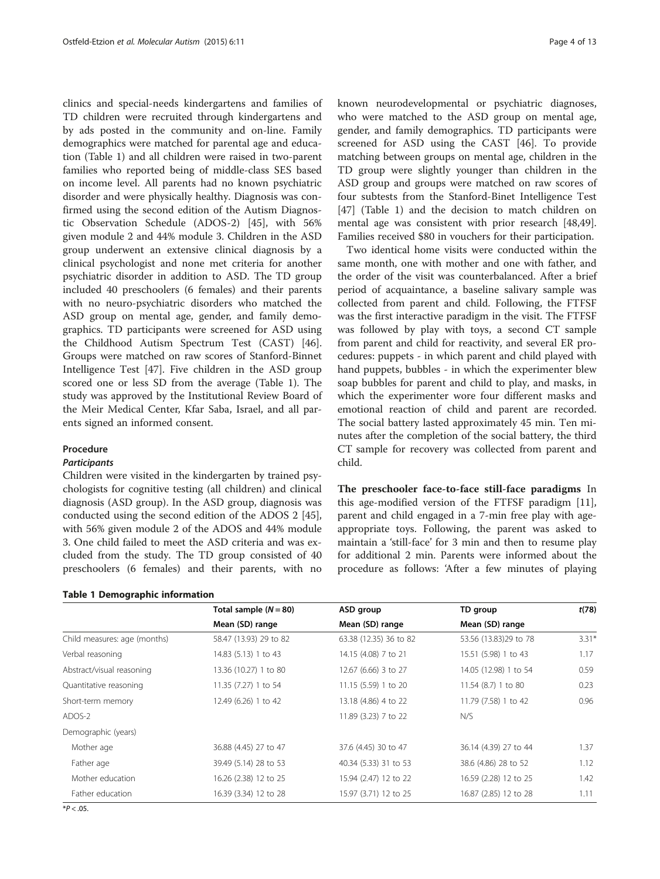clinics and special-needs kindergartens and families of TD children were recruited through kindergartens and by ads posted in the community and on-line. Family demographics were matched for parental age and education (Table 1) and all children were raised in two-parent families who reported being of middle-class SES based on income level. All parents had no known psychiatric disorder and were physically healthy. Diagnosis was confirmed using the second edition of the Autism Diagnostic Observation Schedule (ADOS-2) [45], with 56% given module 2 and 44% module 3. Children in the ASD group underwent an extensive clinical diagnosis by a clinical psychologist and none met criteria for another psychiatric disorder in addition to ASD. The TD group included 40 preschoolers (6 females) and their parents with no neuro-psychiatric disorders who matched the ASD group on mental age, gender, and family demographics. TD participants were screened for ASD using the Childhood Autism Spectrum Test (CAST) [46]. Groups were matched on raw scores of Stanford-Binnet Intelligence Test [47]. Five children in the ASD group scored one or less SD from the average (Table 1). The study was approved by the Institutional Review Board of the Meir Medical Center, Kfar Saba, Israel, and all parents signed an informed consent.

### Procedure

#### *Participants*

Children were visited in the kindergarten by trained psychologists for cognitive testing (all children) and clinical diagnosis (ASD group). In the ASD group, diagnosis was conducted using the second edition of the ADOS 2 [45], with 56% given module 2 of the ADOS and 44% module 3. One child failed to meet the ASD criteria and was excluded from the study. The TD group consisted of 40 preschoolers (6 females) and their parents, with no known neurodevelopmental or psychiatric diagnoses, who were matched to the ASD group on mental age, gender, and family demographics. TD participants were screened for ASD using the CAST [46]. To provide matching between groups on mental age, children in the TD group were slightly younger than children in the ASD group and groups were matched on raw scores of four subtests from the Stanford-Binet Intelligence Test [47] (Table 1) and the decision to match children on mental age was consistent with prior research [48,49]. Families received $80 in vouchers for their participation.

Two identical home visits were conducted within the same month, one with mother and one with father, and the order of the visit was counterbalanced. After a brief period of acquaintance, a baseline salivary sample was collected from parent and child. Following, the FTFSF was the first interactive paradigm in the visit. The FTFSF was followed by play with toys, a second CT sample from parent and child for reactivity, and several ER procedures: puppets - in which parent and child played with hand puppets, bubbles - in which the experimenter blew soap bubbles for parent and child to play, and masks, in which the experimenter wore four different masks and emotional reaction of child and parent are recorded. The social battery lasted approximately 45 min. Ten minutes after the completion of the social battery, the third CT sample for recovery was collected from parent and child.

**The preschooler face-to-face still-face paradigms** In this age-modified version of the FTFSF paradigm [11], parent and child engaged in a 7-min free play with age-appropriate toys. Following, the parent was asked to maintain a 'still-face' for 3 min and then to resume play for additional 2 min. Parents were informed about the procedure as follows: 'After a few minutes of playing

**Table 1 Demographic information**

| | Total sample ($N = 80$) | ASD group | TD group | $t(78)$ |
|---|---|---|---|---|
| | Mean (SD) range | Mean (SD) range | Mean (SD) range | |
| Child measures: age (months) | 58.47 (13.93) 29 to 82 | 63.38 (12.35) 36 to 82 | 53.56 (13.83)29 to 78 | 3.31* |
| Verbal reasoning | 14.83 (5.13) 1 to 43 | 14.15 (4.08) 7 to 21 | 15.51 (5.98) 1 to 43 | 1.17 |
| Abstract/visual reasoning | 13.36 (10.27) 1 to 80 | 12.67 (6.66) 3 to 27 | 14.05 (12.98) 1 to 54 | 0.59 |
| Quantitative reasoning | 11.35 (7.27) 1 to 54 | 11.15 (5.59) 1 to 20 | 11.54 (8.7) 1 to 80 | 0.23 |
| Short-term memory | 12.49 (6.26) 1 to 42 | 13.18 (4.86) 4 to 22 | 11.79 (7.58) 1 to 42 | 0.96 |
| ADOS-2 | | 11.89 (3.23) 7 to 22 | N/S | |
| Demographic (years) | | | | |
| Mother age | 36.88 (4.45) 27 to 47 | 37.6 (4.45) 30 to 47 | 36.14 (4.39) 27 to 44 | 1.37 |
| Father age | 39.49 (5.14) 28 to 53 | 40.34 (5.33) 31 to 53 | 38.6 (4.86) 28 to 52 | 1.12 |
| Mother education | 16.26 (2.38) 12 to 25 | 15.94 (2.47) 12 to 22 | 16.59 (2.28) 12 to 25 | 1.42 |
| Father education | 16.39 (3.34) 12 to 28 | 15.97 (3.71) 12 to 25 | 16.87 (2.85) 12 to 28 | 1.11 |

*$P < .05$.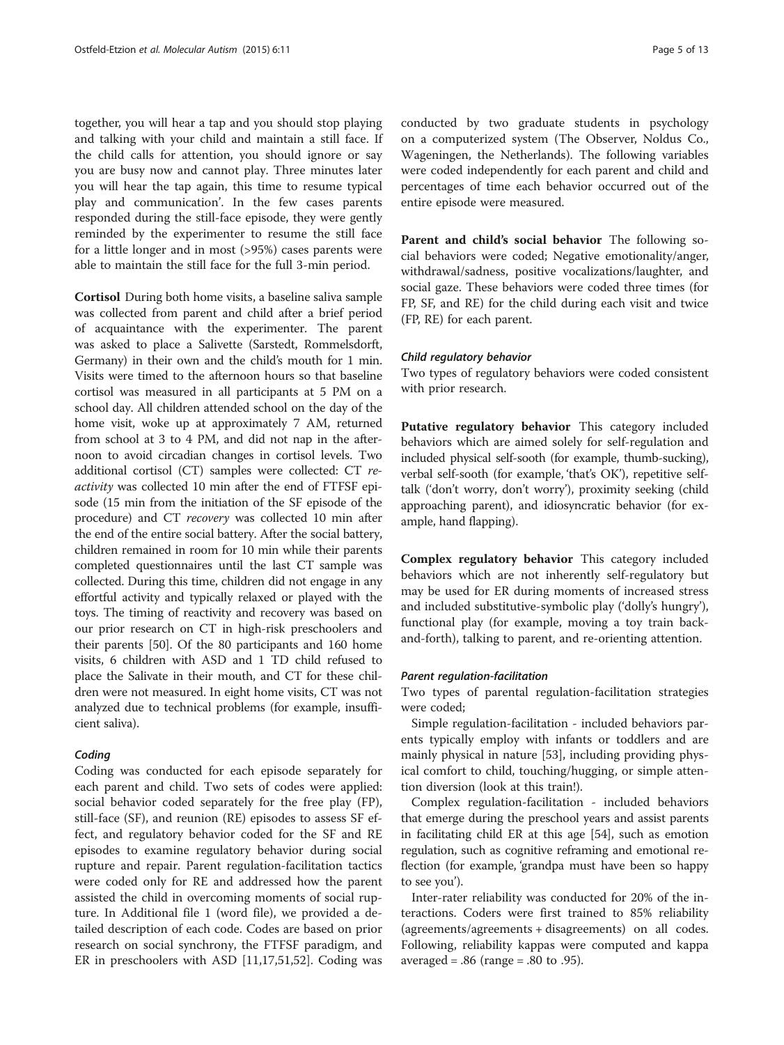together, you will hear a tap and you should stop playing and talking with your child and maintain a still face. If the child calls for attention, you should ignore or say you are busy now and cannot play. Three minutes later you will hear the tap again, this time to resume typical play and communication'. In the few cases parents responded during the still-face episode, they were gently reminded by the experimenter to resume the still face for a little longer and in most (>95%) cases parents were able to maintain the still face for the full 3-min period.

**Cortisol** During both home visits, a baseline saliva sample was collected from parent and child after a brief period of acquaintance with the experimenter. The parent was asked to place a Salivette (Sarstedt, Rommelsdorft, Germany) in their own and the child's mouth for 1 min. Visits were timed to the afternoon hours so that baseline cortisol was measured in all participants at 5 PM on a school day. All children attended school on the day of the home visit, woke up at approximately 7 AM, returned from school at 3 to 4 PM, and did not nap in the afternoon to avoid circadian changes in cortisol levels. Two additional cortisol (CT) samples were collected: CT *reactivity* was collected 10 min after the end of FTFSF episode (15 min from the initiation of the SF episode of the procedure) and CT *recovery* was collected 10 min after the end of the entire social battery. After the social battery, children remained in room for 10 min while their parents completed questionnaires until the last CT sample was collected. During this time, children did not engage in any effortful activity and typically relaxed or played with the toys. The timing of reactivity and recovery was based on our prior research on CT in high-risk preschoolers and their parents [50]. Of the 80 participants and 160 home visits, 6 children with ASD and 1 TD child refused to place the Salivate in their mouth, and CT for these children were not measured. In eight home visits, CT was not analyzed due to technical problems (for example, insufficient saliva).

#### *Coding*

Coding was conducted for each episode separately for each parent and child. Two sets of codes were applied: social behavior coded separately for the free play (FP), still-face (SF), and reunion (RE) episodes to assess SF effect, and regulatory behavior coded for the SF and RE episodes to examine regulatory behavior during social rupture and repair. Parent regulation-facilitation tactics were coded only for RE and addressed how the parent assisted the child in overcoming moments of social rupture. In Additional file 1 (word file), we provided a detailed description of each code. Codes are based on prior research on social synchrony, the FTFSF paradigm, and ER in preschoolers with ASD [11,17,51,52]. Coding was conducted by two graduate students in psychology on a computerized system (The Observer, Noldus Co., Wageningen, the Netherlands). The following variables were coded independently for each parent and child and percentages of time each behavior occurred out of the entire episode were measured.

**Parent and child's social behavior** The following social behaviors were coded; Negative emotionality/anger, withdrawal/sadness, positive vocalizations/laughter, and social gaze. These behaviors were coded three times (for FP, SF, and RE) for the child during each visit and twice (FP, RE) for each parent.

#### *Child regulatory behavior*

Two types of regulatory behaviors were coded consistent with prior research.

**Putative regulatory behavior** This category included behaviors which are aimed solely for self-regulation and included physical self-sooth (for example, thumb-sucking), verbal self-sooth (for example, 'that's OK'), repetitive self-talk ('don't worry, don't worry'), proximity seeking (child approaching parent), and idiosyncratic behavior (for example, hand flapping).

**Complex regulatory behavior** This category included behaviors which are not inherently self-regulatory but may be used for ER during moments of increased stress and included substitutive-symbolic play ('dolly's hungry'), functional play (for example, moving a toy train back-and-forth), talking to parent, and re-orienting attention.

#### *Parent regulation-facilitation*

Two types of parental regulation-facilitation strategies were coded;

Simple regulation-facilitation - included behaviors parents typically employ with infants or toddlers and are mainly physical in nature [53], including providing physical comfort to child, touching/hugging, or simple attention diversion (look at this train!).

Complex regulation-facilitation - included behaviors that emerge during the preschool years and assist parents in facilitating child ER at this age [54], such as emotion regulation, such as cognitive reframing and emotional reflection (for example, 'grandpa must have been so happy to see you').

Inter-rater reliability was conducted for 20% of the interactions. Coders were first trained to 85% reliability (agreements/agreements + disagreements) on all codes. Following, reliability kappas were computed and kappa averaged = .86 (range = .80 to .95).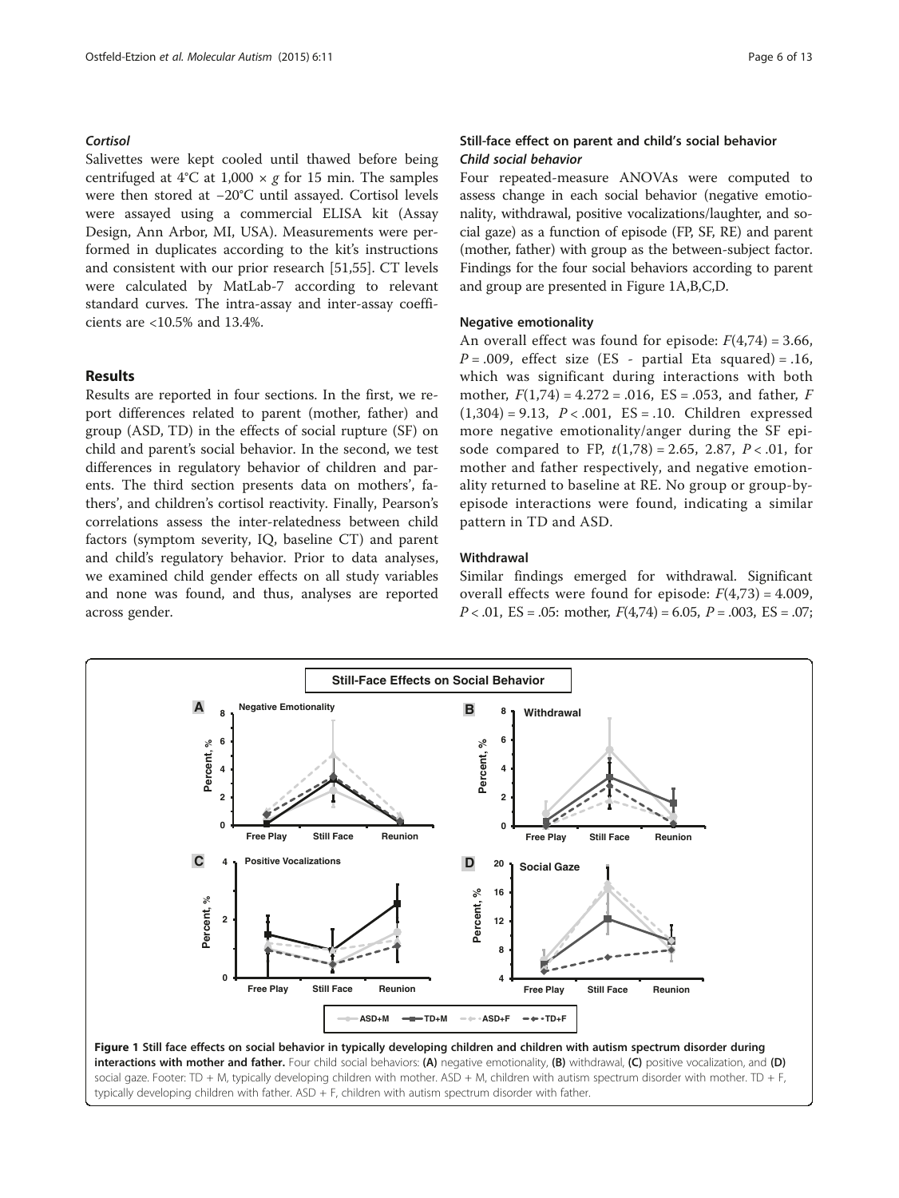### *Cortisol*

Salivettes were kept cooled until thawed before being centrifuged at 4°C at 1,000 × *g* for 15 min. The samples were then stored at −20°C until assayed. Cortisol levels were assayed using a commercial ELISA kit (Assay Design, Ann Arbor, MI, USA). Measurements were performed in duplicates according to the kit's instructions and consistent with our prior research [51,55]. CT levels were calculated by MatLab-7 according to relevant standard curves. The intra-assay and inter-assay coefficients are <10.5% and 13.4%.

## Results

Results are reported in four sections. In the first, we report differences related to parent (mother, father) and group (ASD, TD) in the effects of social rupture (SF) on child and parent's social behavior. In the second, we test differences in regulatory behavior of children and parents. The third section presents data on mothers', fathers', and children's cortisol reactivity. Finally, Pearson's correlations assess the inter-relatedness between child factors (symptom severity, IQ, baseline CT) and parent and child's regulatory behavior. Prior to data analyses, we examined child gender effects on all study variables and none was found, and thus, analyses are reported across gender.

### Still-face effect on parent and child's social behavior

#### *Child social behavior*

Four repeated-measure ANOVAs were computed to assess change in each social behavior (negative emotionality, withdrawal, positive vocalizations/laughter, and social gaze) as a function of episode (FP, SF, RE) and parent (mother, father) with group as the between-subject factor. Findings for the four social behaviors according to parent and group are presented in Figure 1A,B,C,D.

#### Negative emotionality

An overall effect was found for episode: $F(4,74) = 3.66$, $P = .009$, effect size (ES - partial Eta squared) = .16, which was significant during interactions with both mother, $F(1,74) = 4.272 = .016$, ES = .053, and father, $F(1,304) = 9.13$, $P < .001$, ES = .10. Children expressed more negative emotionality/anger during the SF episode compared to FP, $t(1,78) = 2.65, 2.87$, $P < .01$, for mother and father respectively, and negative emotionality returned to baseline at RE. No group or group-by-episode interactions were found, indicating a similar pattern in TD and ASD.

#### Withdrawal

Similar findings emerged for withdrawal. Significant overall effects were found for episode: $F(4,73) = 4.009$, $P < .01$, ES = .05: mother, $F(4,74) = 6.05$, $P = .003$, ES = .07;

**Figure 1 Still face effects on social behavior in typically developing children and children with autism spectrum disorder during interactions with mother and father.** Four child social behaviors: **(A)** negative emotionality, **(B)** withdrawal, **(C)** positive vocalization, and **(D)** social gaze. Footer: TD + M, typically developing children with mother. ASD + M, children with autism spectrum disorder with mother. TD + F, typically developing children with father. ASD + F, children with autism spectrum disorder with father.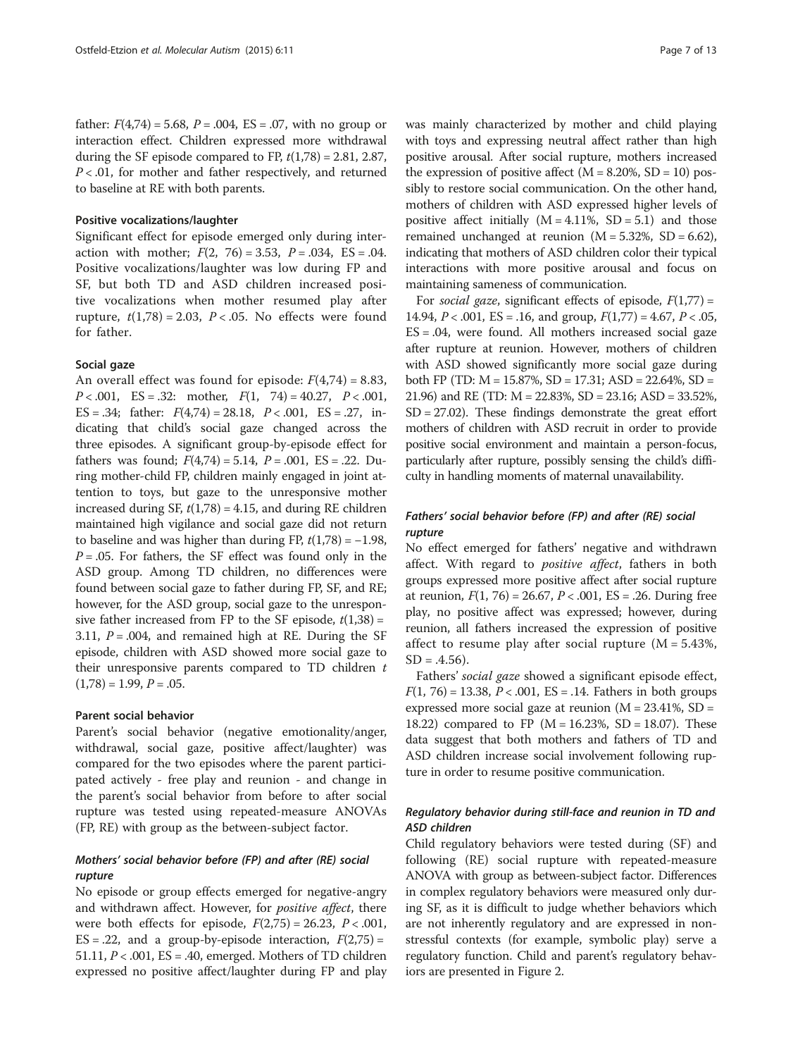father: $F(4,74) = 5.68$, $P = .004$, ES = .07, with no group or interaction effect. Children expressed more withdrawal during the SF episode compared to FP, $t(1,78) = 2.81$, 2.87, $P < .01$, for mother and father respectively, and returned to baseline at RE with both parents.

#### Positive vocalizations/laughter

Significant effect for episode emerged only during interaction with mother; $F(2, 76) = 3.53$, $P = .034$, ES = .04. Positive vocalizations/laughter was low during FP and SF, but both TD and ASD children increased positive vocalizations when mother resumed play after rupture, $t(1,78) = 2.03$, $P < .05$. No effects were found for father.

#### Social gaze

An overall effect was found for episode: $F(4,74) = 8.83$, $P < .001$, ES = .32: mother, $F(1, 74) = 40.27$, $P < .001$, ES = .34; father: $F(4,74) = 28.18$, $P < .001$, ES = .27, indicating that child's social gaze changed across the three episodes. A significant group-by-episode effect for fathers was found; $F(4,74) = 5.14$, $P = .001$, ES = .22. During mother-child FP, children mainly engaged in joint attention to toys, but gaze to the unresponsive mother increased during SF, $t(1,78) = 4.15$, and during RE children maintained high vigilance and social gaze did not return to baseline and was higher than during FP, $t(1,78) = -1.98$, $P = .05$. For fathers, the SF effect was found only in the ASD group. Among TD children, no differences were found between social gaze to father during FP, SF, and RE; however, for the ASD group, social gaze to the unresponsive father increased from FP to the SF episode, $t(1,38) = 3.11$, $P = .004$, and remained high at RE. During the SF episode, children with ASD showed more social gaze to their unresponsive parents compared to TD children $t(1,78) = 1.99$, $P = .05$.

#### Parent social behavior

Parent's social behavior (negative emotionality/anger, withdrawal, social gaze, positive affect/laughter) was compared for the two episodes where the parent participated actively - free play and reunion - and change in the parent's social behavior from before to after social rupture was tested using repeated-measure ANOVAs (FP, RE) with group as the between-subject factor.

### *Mothers' social behavior before (FP) and after (RE) social rupture*

No episode or group effects emerged for negative-angry and withdrawn affect. However, for *positive affect*, there were both effects for episode, $F(2,75) = 26.23$, $P < .001$, ES = .22, and a group-by-episode interaction, $F(2,75) = 51.11$, $P < .001$, ES = .40, emerged. Mothers of TD children expressed no positive affect/laughter during FP and play was mainly characterized by mother and child playing with toys and expressing neutral affect rather than high positive arousal. After social rupture, mothers increased the expression of positive affect (M = 8.20%, SD = 10) possibly to restore social communication. On the other hand, mothers of children with ASD expressed higher levels of positive affect initially (M = 4.11%, SD = 5.1) and those remained unchanged at reunion (M = 5.32%, SD = 6.62), indicating that mothers of ASD children color their typical interactions with more positive arousal and focus on maintaining sameness of communication.

For *social gaze*, significant effects of episode, $F(1,77) = 14.94$, $P < .001$, ES = .16, and group, $F(1,77) = 4.67$, $P < .05$, ES = .04, were found. All mothers increased social gaze after rupture at reunion. However, mothers of children with ASD showed significantly more social gaze during both FP (TD: M = 15.87%, SD = 17.31; ASD = 22.64%, SD = 21.96) and RE (TD: M = 22.83%, SD = 23.16; ASD = 33.52%, SD = 27.02). These findings demonstrate the great effort mothers of children with ASD recruit in order to provide positive social environment and maintain a person-focus, particularly after rupture, possibly sensing the child's difficulty in handling moments of maternal unavailability.

### *Fathers' social behavior before (FP) and after (RE) social rupture*

No effect emerged for fathers' negative and withdrawn affect. With regard to *positive affect*, fathers in both groups expressed more positive affect after social rupture at reunion, $F(1, 76) = 26.67$, $P < .001$, ES = .26. During free play, no positive affect was expressed; however, during reunion, all fathers increased the expression of positive affect to resume play after social rupture (M = 5.43%, SD = .4.56).

Fathers' *social gaze* showed a significant episode effect, $F(1, 76) = 13.38$, $P < .001$, ES = .14. Fathers in both groups expressed more social gaze at reunion (M = 23.41%, SD = 18.22) compared to FP (M = 16.23%, SD = 18.07). These data suggest that both mothers and fathers of TD and ASD children increase social involvement following rupture in order to resume positive communication.

### *Regulatory behavior during still-face and reunion in TD and ASD children*

Child regulatory behaviors were tested during (SF) and following (RE) social rupture with repeated-measure ANOVA with group as between-subject factor. Differences in complex regulatory behaviors were measured only during SF, as it is difficult to judge whether behaviors which are not inherently regulatory and are expressed in non-stressful contexts (for example, symbolic play) serve a regulatory function. Child and parent's regulatory behaviors are presented in Figure 2.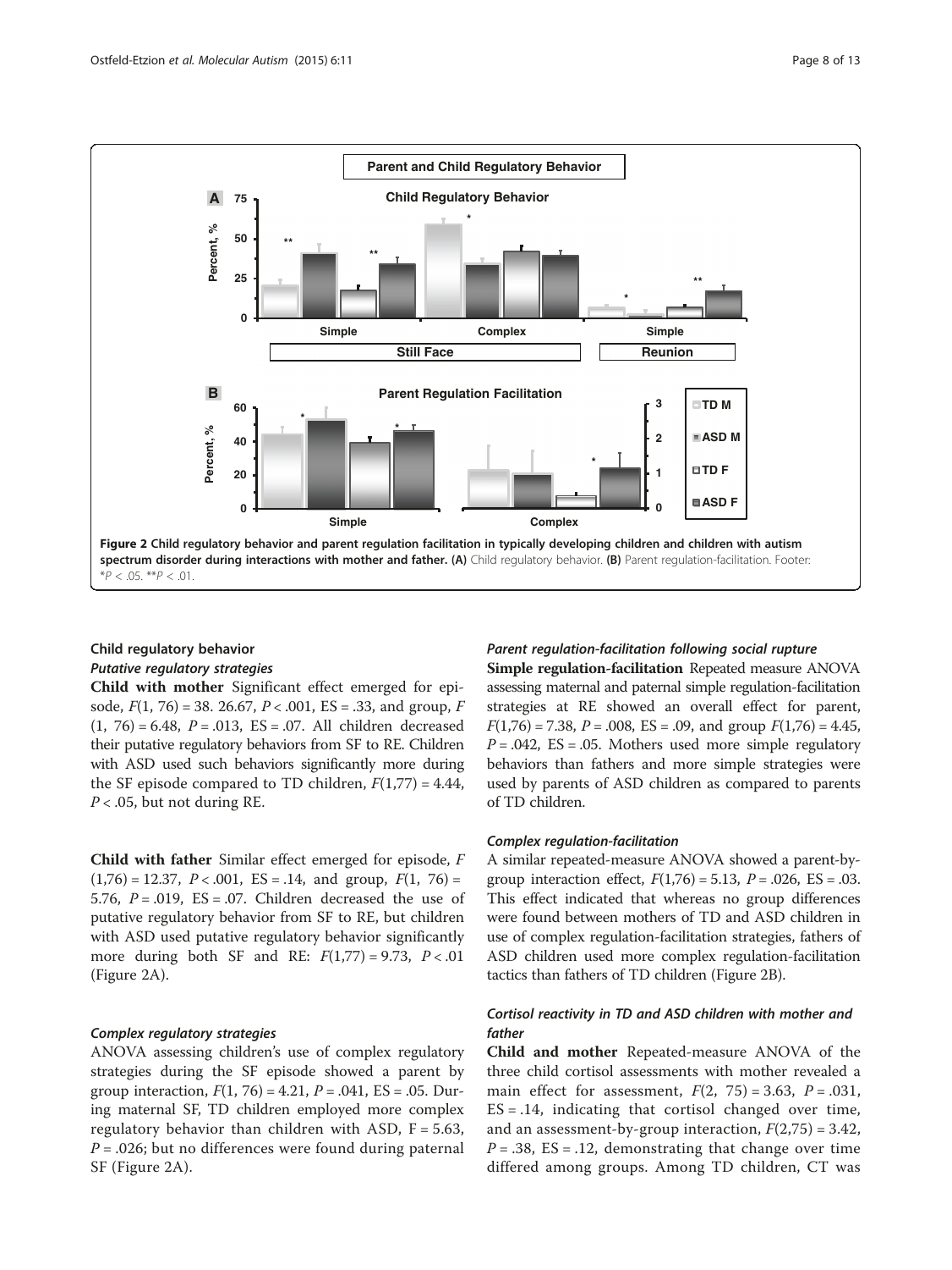Figure 2 Child regulatory behavior and parent regulation facilitation in typically developing children and children with autism spectrum disorder during interactions with mother and father. (A) Child regulatory behavior. (B) Parent regulation-facilitation. Footer: $^{*}P < .05$. $^{**}P < .01$.

### Child regulatory behavior

#### *Putative regulatory strategies*

**Child with mother** Significant effect emerged for episode, $F(1, 76) = 38.\ 26.67$, $P < .001$, ES = .33, and group, $F(1, 76) = 6.48$, $P = .013$, ES = .07. All children decreased their putative regulatory behaviors from SF to RE. Children with ASD used such behaviors significantly more during the SF episode compared to TD children, $F(1,77) = 4.44$, $P < .05$, but not during RE.

**Child with father** Similar effect emerged for episode, $F(1,76) = 12.37$, $P < .001$, ES = .14, and group, $F(1, 76) = 5.76$, $P = .019$, ES = .07. Children decreased the use of putative regulatory behavior from SF to RE, but children with ASD used putative regulatory behavior significantly more during both SF and RE: $F(1,77) = 9.73$, $P < .01$ (Figure 2A).

#### *Complex regulatory strategies*

ANOVA assessing children's use of complex regulatory strategies during the SF episode showed a parent by group interaction, $F(1, 76) = 4.21$, $P = .041$, ES = .05. During maternal SF, TD children employed more complex regulatory behavior than children with ASD, $F = 5.63$, $P = .026$; but no differences were found during paternal SF (Figure 2A).

#### *Parent regulation-facilitation following social rupture*

**Simple regulation-facilitation** Repeated measure ANOVA assessing maternal and paternal simple regulation-facilitation strategies at RE showed an overall effect for parent, $F(1,76) = 7.38$, $P = .008$, ES = .09, and group $F(1,76) = 4.45$, $P = .042$, ES = .05. Mothers used more simple regulatory behaviors than fathers and more simple strategies were used by parents of ASD children as compared to parents of TD children.

#### *Complex regulation-facilitation*

A similar repeated-measure ANOVA showed a parent-by-group interaction effect, $F(1,76) = 5.13$, $P = .026$, ES = .03. This effect indicated that whereas no group differences were found between mothers of TD and ASD children in use of complex regulation-facilitation strategies, fathers of ASD children used more complex regulation-facilitation tactics than fathers of TD children (Figure 2B).

#### *Cortisol reactivity in TD and ASD children with mother and father*

**Child and mother** Repeated-measure ANOVA of the three child cortisol assessments with mother revealed a main effect for assessment, $F(2, 75) = 3.63$, $P = .031$, ES = .14, indicating that cortisol changed over time, and an assessment-by-group interaction, $F(2,75) = 3.42$, $P = .38$, ES = .12, demonstrating that change over time differed among groups. Among TD children, CT was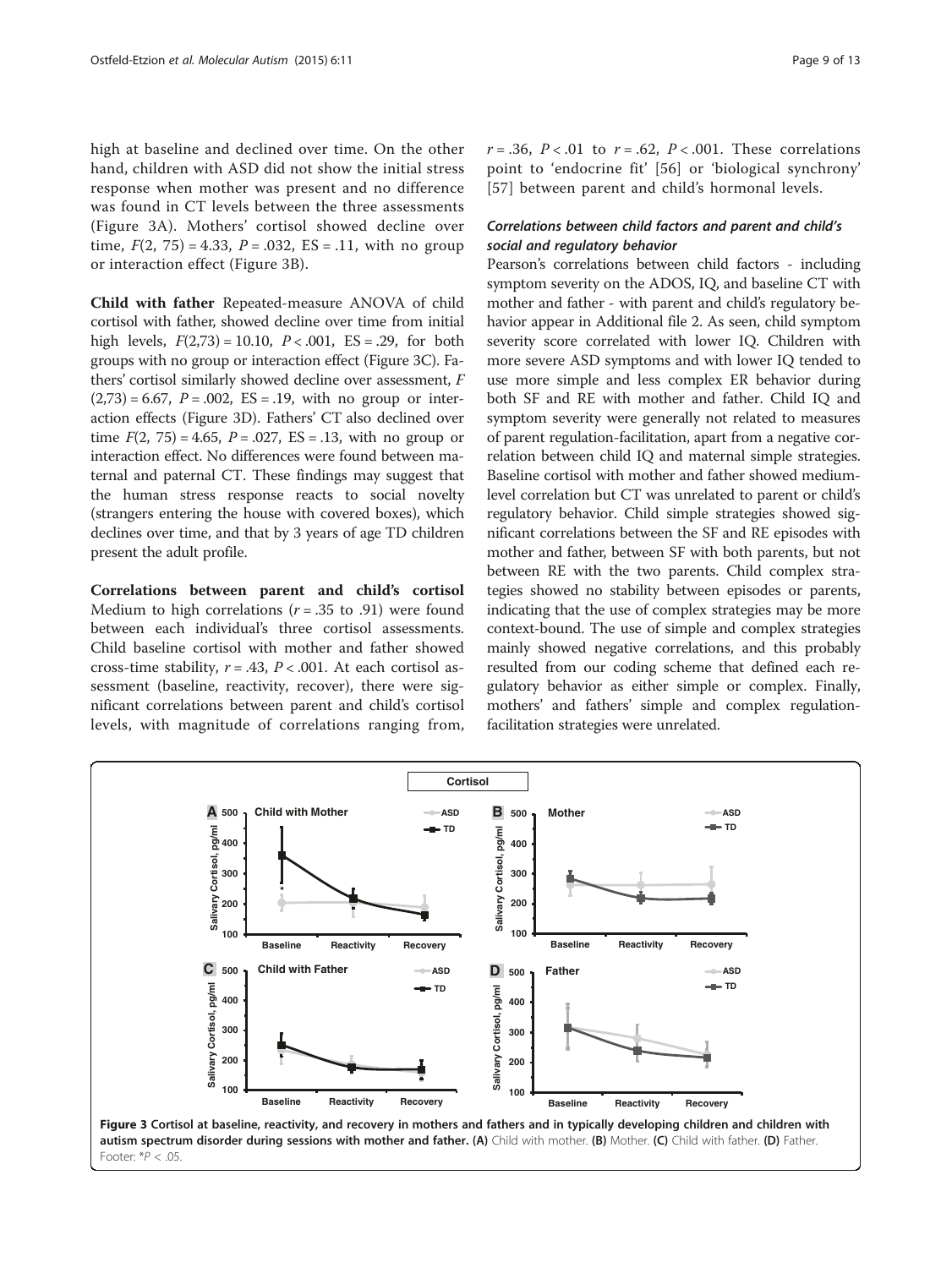high at baseline and declined over time. On the other hand, children with ASD did not show the initial stress response when mother was present and no difference was found in CT levels between the three assessments (Figure 3A). Mothers' cortisol showed decline over time, $F(2, 75) = 4.33$, $P = .032$, ES = .11, with no group or interaction effect (Figure 3B).

**Child with father** Repeated-measure ANOVA of child cortisol with father, showed decline over time from initial high levels, $F(2,73) = 10.10$, $P < .001$, ES = .29, for both groups with no group or interaction effect (Figure 3C). Fathers' cortisol similarly showed decline over assessment, $F(2,73) = 6.67$, $P = .002$, ES = .19, with no group or interaction effects (Figure 3D). Fathers' CT also declined over time $F(2, 75) = 4.65$, $P = .027$, ES = .13, with no group or interaction effect. No differences were found between maternal and paternal CT. These findings may suggest that the human stress response reacts to social novelty (strangers entering the house with covered boxes), which declines over time, and that by 3 years of age TD children present the adult profile.

**Correlations between parent and child's cortisol** Medium to high correlations ($r = .35$ to $.91$) were found between each individual's three cortisol assessments. Child baseline cortisol with mother and father showed cross-time stability, $r = .43$, $P < .001$. At each cortisol assessment (baseline, reactivity, recover), there were significant correlations between parent and child's cortisol levels, with magnitude of correlations ranging from, $r = .36$, $P < .01$ to $r = .62$, $P < .001$. These correlations point to 'endocrine fit' [56] or 'biological synchrony' [57] between parent and child's hormonal levels.

### *Correlations between child factors and parent and child's social and regulatory behavior*

Pearson's correlations between child factors - including symptom severity on the ADOS, IQ, and baseline CT with mother and father - with parent and child's regulatory behavior appear in Additional file 2. As seen, child symptom severity score correlated with lower IQ. Children with more severe ASD symptoms and with lower IQ tended to use more simple and less complex ER behavior during both SF and RE with mother and father. Child IQ and symptom severity were generally not related to measures of parent regulation-facilitation, apart from a negative correlation between child IQ and maternal simple strategies. Baseline cortisol with mother and father showed medium-level correlation but CT was unrelated to parent or child's regulatory behavior. Child simple strategies showed significant correlations between the SF and RE episodes with mother and father, between SF with both parents, but not between RE with the two parents. Child complex strategies showed no stability between episodes or parents, indicating that the use of complex strategies may be more context-bound. The use of simple and complex strategies mainly showed negative correlations, and this probably resulted from our coding scheme that defined each regulatory behavior as either simple or complex. Finally, mothers' and fathers' simple and complex regulation-facilitation strategies were unrelated.

**Figure 3 Cortisol at baseline, reactivity, and recovery in mothers and fathers and in typically developing children and children with autism spectrum disorder during sessions with mother and father. (A)** Child with mother. **(B)** Mother. **(C)** Child with father. **(D)** Father. Footer: *$P < .05$.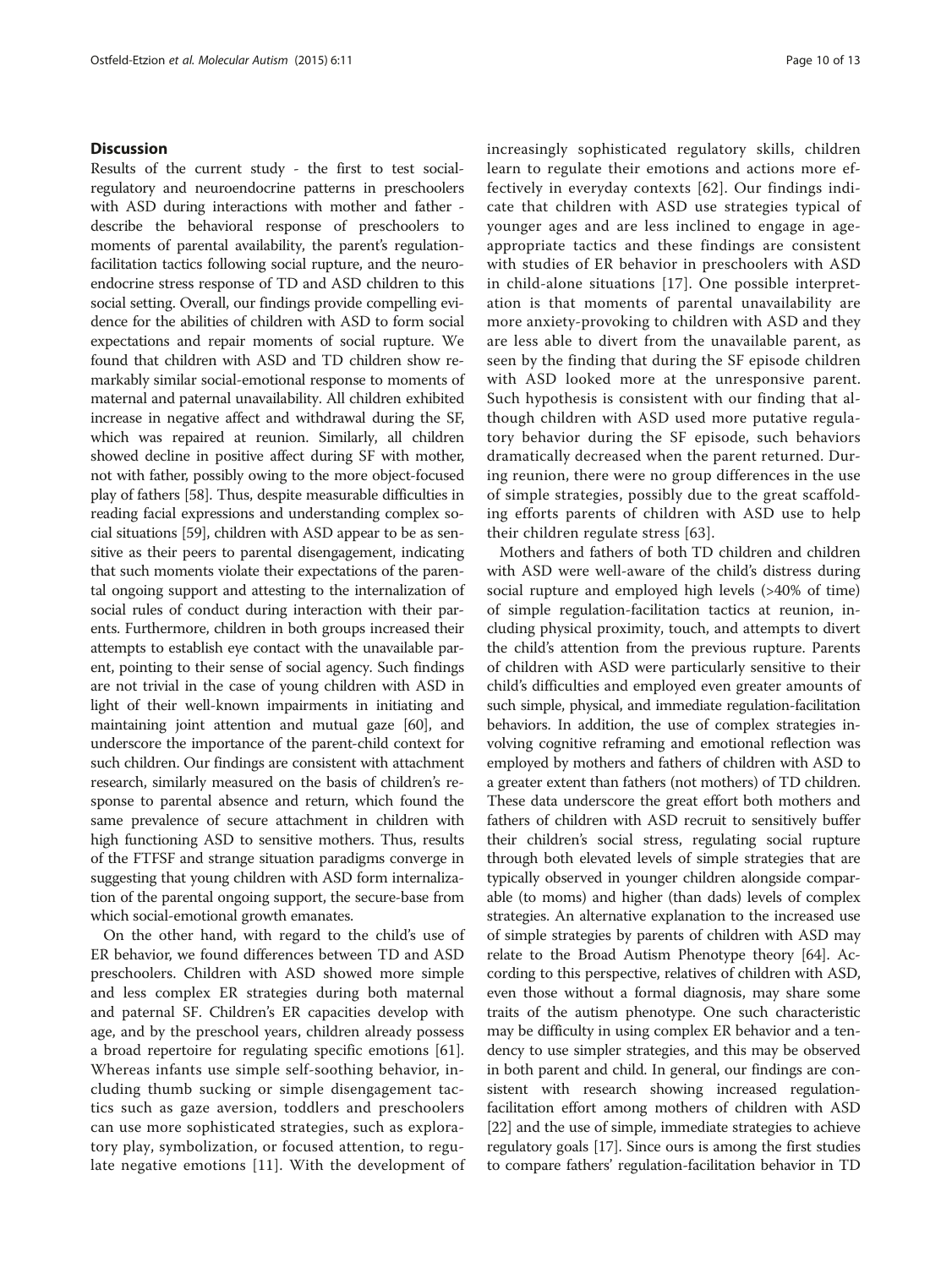## Discussion

Results of the current study - the first to test social-regulatory and neuroendocrine patterns in preschoolers with ASD during interactions with mother and father - describe the behavioral response of preschoolers to moments of parental availability, the parent's regulation-facilitation tactics following social rupture, and the neuroendocrine stress response of TD and ASD children to this social setting. Overall, our findings provide compelling evidence for the abilities of children with ASD to form social expectations and repair moments of social rupture. We found that children with ASD and TD children show remarkably similar social-emotional response to moments of maternal and paternal unavailability. All children exhibited increase in negative affect and withdrawal during the SF, which was repaired at reunion. Similarly, all children showed decline in positive affect during SF with mother, not with father, possibly owing to the more object-focused play of fathers [58]. Thus, despite measurable difficulties in reading facial expressions and understanding complex social situations [59], children with ASD appear to be as sensitive as their peers to parental disengagement, indicating that such moments violate their expectations of the parental ongoing support and attesting to the internalization of social rules of conduct during interaction with their parents. Furthermore, children in both groups increased their attempts to establish eye contact with the unavailable parent, pointing to their sense of social agency. Such findings are not trivial in the case of young children with ASD in light of their well-known impairments in initiating and maintaining joint attention and mutual gaze [60], and underscore the importance of the parent-child context for such children. Our findings are consistent with attachment research, similarly measured on the basis of children's response to parental absence and return, which found the same prevalence of secure attachment in children with high functioning ASD to sensitive mothers. Thus, results of the FTFSF and strange situation paradigms converge in suggesting that young children with ASD form internalization of the parental ongoing support, the secure-base from which social-emotional growth emanates.

On the other hand, with regard to the child's use of ER behavior, we found differences between TD and ASD preschoolers. Children with ASD showed more simple and less complex ER strategies during both maternal and paternal SF. Children's ER capacities develop with age, and by the preschool years, children already possess a broad repertoire for regulating specific emotions [61]. Whereas infants use simple self-soothing behavior, including thumb sucking or simple disengagement tactics such as gaze aversion, toddlers and preschoolers can use more sophisticated strategies, such as exploratory play, symbolization, or focused attention, to regulate negative emotions [11]. With the development of increasingly sophisticated regulatory skills, children learn to regulate their emotions and actions more effectively in everyday contexts [62]. Our findings indicate that children with ASD use strategies typical of younger ages and are less inclined to engage in age-appropriate tactics and these findings are consistent with studies of ER behavior in preschoolers with ASD in child-alone situations [17]. One possible interpretation is that moments of parental unavailability are more anxiety-provoking to children with ASD and they are less able to divert from the unavailable parent, as seen by the finding that during the SF episode children with ASD looked more at the unresponsive parent. Such hypothesis is consistent with our finding that although children with ASD used more putative regulatory behavior during the SF episode, such behaviors dramatically decreased when the parent returned. During reunion, there were no group differences in the use of simple strategies, possibly due to the great scaffolding efforts parents of children with ASD use to help their children regulate stress [63].

Mothers and fathers of both TD children and children with ASD were well-aware of the child's distress during social rupture and employed high levels (>40% of time) of simple regulation-facilitation tactics at reunion, including physical proximity, touch, and attempts to divert the child's attention from the previous rupture. Parents of children with ASD were particularly sensitive to their child's difficulties and employed even greater amounts of such simple, physical, and immediate regulation-facilitation behaviors. In addition, the use of complex strategies involving cognitive reframing and emotional reflection was employed by mothers and fathers of children with ASD to a greater extent than fathers (not mothers) of TD children. These data underscore the great effort both mothers and fathers of children with ASD recruit to sensitively buffer their children's social stress, regulating social rupture through both elevated levels of simple strategies that are typically observed in younger children alongside comparable (to moms) and higher (than dads) levels of complex strategies. An alternative explanation to the increased use of simple strategies by parents of children with ASD may relate to the Broad Autism Phenotype theory [64]. According to this perspective, relatives of children with ASD, even those without a formal diagnosis, may share some traits of the autism phenotype. One such characteristic may be difficulty in using complex ER behavior and a tendency to use simpler strategies, and this may be observed in both parent and child. In general, our findings are consistent with research showing increased regulation-facilitation effort among mothers of children with ASD [22] and the use of simple, immediate strategies to achieve regulatory goals [17]. Since ours is among the first studies to compare fathers' regulation-facilitation behavior in TD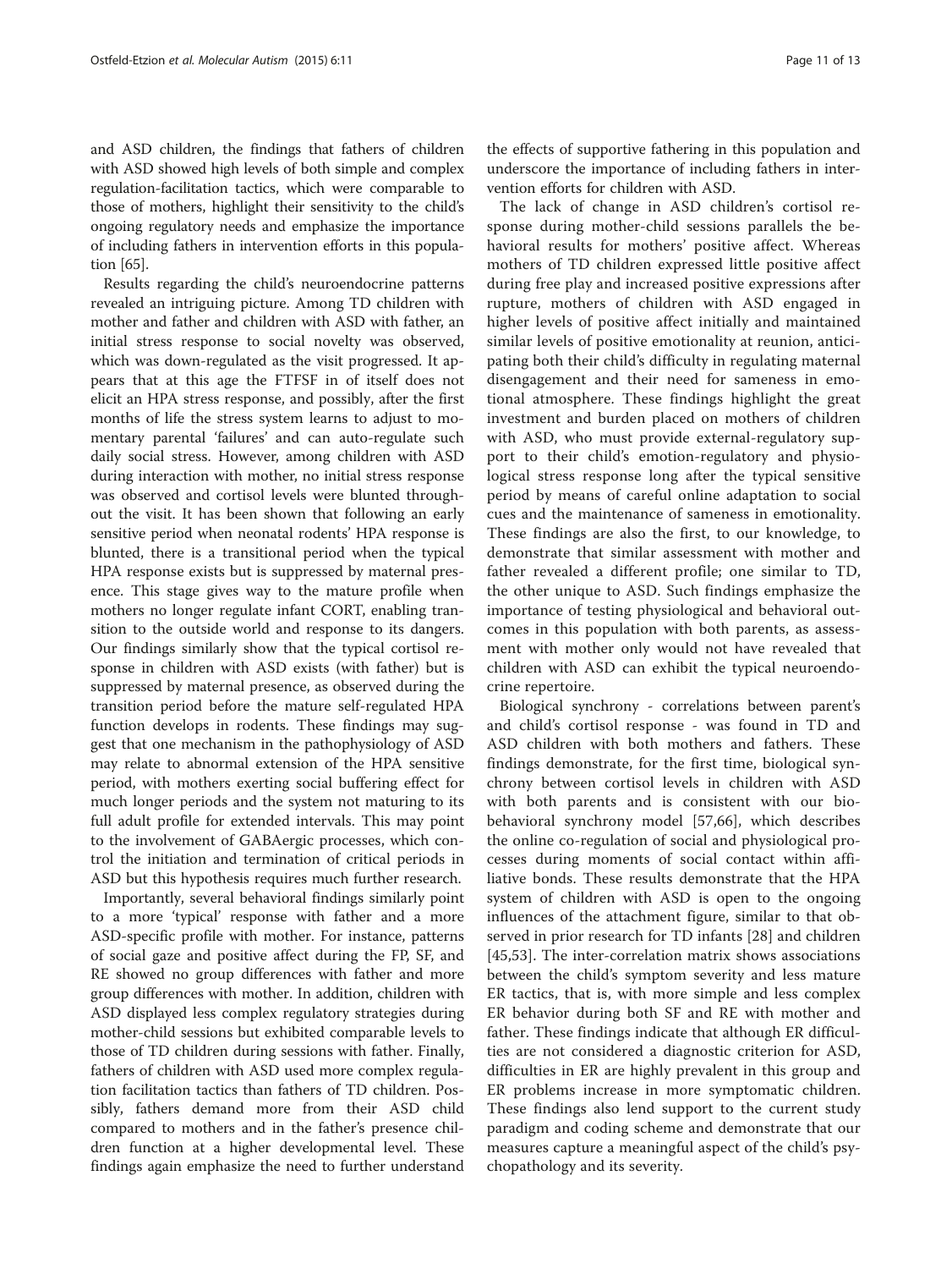and ASD children, the findings that fathers of children with ASD showed high levels of both simple and complex regulation-facilitation tactics, which were comparable to those of mothers, highlight their sensitivity to the child's ongoing regulatory needs and emphasize the importance of including fathers in intervention efforts in this population [65].

Results regarding the child's neuroendocrine patterns revealed an intriguing picture. Among TD children with mother and father and children with ASD with father, an initial stress response to social novelty was observed, which was down-regulated as the visit progressed. It appears that at this age the FTFSF in of itself does not elicit an HPA stress response, and possibly, after the first months of life the stress system learns to adjust to momentary parental 'failures' and can auto-regulate such daily social stress. However, among children with ASD during interaction with mother, no initial stress response was observed and cortisol levels were blunted throughout the visit. It has been shown that following an early sensitive period when neonatal rodents' HPA response is blunted, there is a transitional period when the typical HPA response exists but is suppressed by maternal presence. This stage gives way to the mature profile when mothers no longer regulate infant CORT, enabling transition to the outside world and response to its dangers. Our findings similarly show that the typical cortisol response in children with ASD exists (with father) but is suppressed by maternal presence, as observed during the transition period before the mature self-regulated HPA function develops in rodents. These findings may suggest that one mechanism in the pathophysiology of ASD may relate to abnormal extension of the HPA sensitive period, with mothers exerting social buffering effect for much longer periods and the system not maturing to its full adult profile for extended intervals. This may point to the involvement of GABAergic processes, which control the initiation and termination of critical periods in ASD but this hypothesis requires much further research.

Importantly, several behavioral findings similarly point to a more 'typical' response with father and a more ASD-specific profile with mother. For instance, patterns of social gaze and positive affect during the FP, SF, and RE showed no group differences with father and more group differences with mother. In addition, children with ASD displayed less complex regulatory strategies during mother-child sessions but exhibited comparable levels to those of TD children during sessions with father. Finally, fathers of children with ASD used more complex regulation facilitation tactics than fathers of TD children. Possibly, fathers demand more from their ASD child compared to mothers and in the father's presence children function at a higher developmental level. These findings again emphasize the need to further understand the effects of supportive fathering in this population and underscore the importance of including fathers in intervention efforts for children with ASD.

The lack of change in ASD children's cortisol response during mother-child sessions parallels the behavioral results for mothers' positive affect. Whereas mothers of TD children expressed little positive affect during free play and increased positive expressions after rupture, mothers of children with ASD engaged in higher levels of positive affect initially and maintained similar levels of positive emotionality at reunion, anticipating both their child's difficulty in regulating maternal disengagement and their need for sameness in emotional atmosphere. These findings highlight the great investment and burden placed on mothers of children with ASD, who must provide external-regulatory support to their child's emotion-regulatory and physiological stress response long after the typical sensitive period by means of careful online adaptation to social cues and the maintenance of sameness in emotionality. These findings are also the first, to our knowledge, to demonstrate that similar assessment with mother and father revealed a different profile; one similar to TD, the other unique to ASD. Such findings emphasize the importance of testing physiological and behavioral outcomes in this population with both parents, as assessment with mother only would not have revealed that children with ASD can exhibit the typical neuroendocrine repertoire.

Biological synchrony - correlations between parent's and child's cortisol response - was found in TD and ASD children with both mothers and fathers. These findings demonstrate, for the first time, biological synchrony between cortisol levels in children with ASD with both parents and is consistent with our biobehavioral synchrony model [57,66], which describes the online co-regulation of social and physiological processes during moments of social contact within affiliative bonds. These results demonstrate that the HPA system of children with ASD is open to the ongoing influences of the attachment figure, similar to that observed in prior research for TD infants [28] and children [45,53]. The inter-correlation matrix shows associations between the child's symptom severity and less mature ER tactics, that is, with more simple and less complex ER behavior during both SF and RE with mother and father. These findings indicate that although ER difficulties are not considered a diagnostic criterion for ASD, difficulties in ER are highly prevalent in this group and ER problems increase in more symptomatic children. These findings also lend support to the current study paradigm and coding scheme and demonstrate that our measures capture a meaningful aspect of the child's psychopathology and its severity.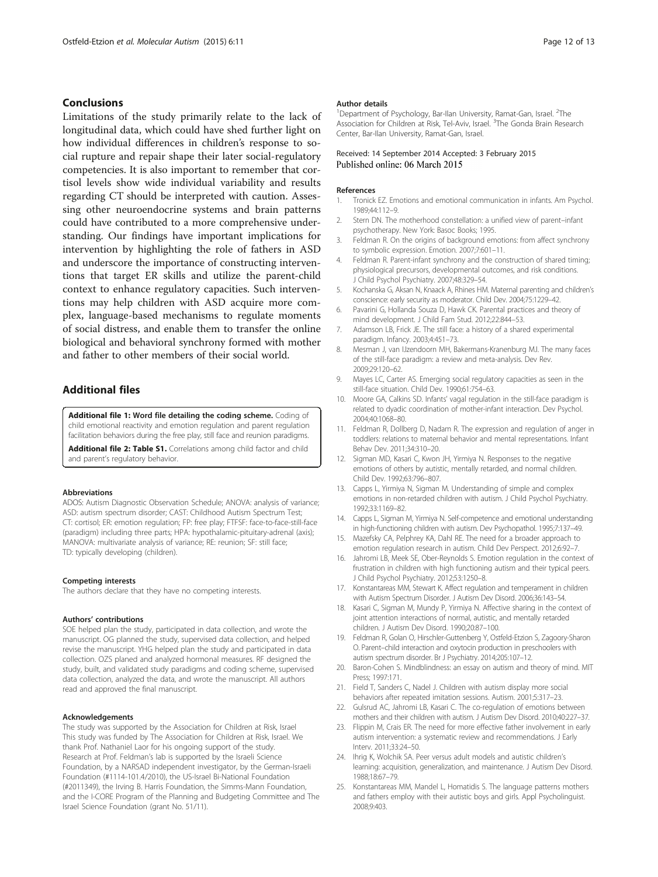## Conclusions

Limitations of the study primarily relate to the lack of longitudinal data, which could have shed further light on how individual differences in children's response to social rupture and repair shape their later social-regulatory competencies. It is also important to remember that cortisol levels show wide individual variability and results regarding CT should be interpreted with caution. Assessing other neuroendocrine systems and brain patterns could have contributed to a more comprehensive understanding. Our findings have important implications for intervention by highlighting the role of fathers in ASD and underscore the importance of constructing interventions that target ER skills and utilize the parent-child context to enhance regulatory capacities. Such interventions may help children with ASD acquire more complex, language-based mechanisms to regulate moments of social distress, and enable them to transfer the online biological and behavioral synchrony formed with mother and father to other members of their social world.

## Additional files

**Additional file 1: Word file detailing the coding scheme.** Coding of child emotional reactivity and emotion regulation and parent regulation facilitation behaviors during the free play, still face and reunion paradigms.

**Additional file 2: Table S1.** Correlations among child factor and child and parent's regulatory behavior.

#### Abbreviations

ADOS: Autism Diagnostic Observation Schedule; ANOVA: analysis of variance; ASD: autism spectrum disorder; CAST: Childhood Autism Spectrum Test; CT: cortisol; ER: emotion regulation; FP: free play; FTFSF: face-to-face-still-face (paradigm) including three parts; HPA: hypothalamic-pituitary-adrenal (axis); MANOVA: multivariate analysis of variance; RE: reunion; SF: still face; TD: typically developing (children).

#### Competing interests

The authors declare that they have no competing interests.

#### Authors' contributions

SOE helped plan the study, participated in data collection, and wrote the manuscript. OG planned the study, supervised data collection, and helped revise the manuscript. YHG helped plan the study and participated in data collection. OZS planed and analyzed hormonal measures. RF designed the study, built, and validated study paradigms and coding scheme, supervised data collection, analyzed the data, and wrote the manuscript. All authors read and approved the final manuscript.

#### Acknowledgements

The study was supported by the Association for Children at Risk, Israel This study was funded by The Association for Children at Risk, Israel. We thank Prof. Nathaniel Laor for his ongoing support of the study. Research at Prof. Feldman's lab is supported by the Israeli Science Foundation, by a NARSAD independent investigator, by the German-Israeli Foundation (#1114-101.4/2010), the US-Israel Bi-National Foundation (#2011349), the Irving B. Harris Foundation, the Simms-Mann Foundation, and the I-CORE Program of the Planning and Budgeting Committee and The Israel Science Foundation (grant No. 51/11).

#### Author details

[1]Department of Psychology, Bar-Ilan University, Ramat-Gan, Israel. [2]The Association for Children at Risk, Tel-Aviv, Israel. [3]The Gonda Brain Research Center, Bar-Ilan University, Ramat-Gan, Israel.

Received: 14 September 2014 Accepted: 3 February 2015
Published online: 06 March 2015

#### References

1. Tronick EZ. Emotions and emotional communication in infants. Am Psychol. 1989;44:112–9.
2. Stern DN. The motherhood constellation: a unified view of parent–infant psychotherapy. New York: Basoc Books; 1995.
3. Feldman R. On the origins of background emotions: from affect synchrony to symbolic expression. Emotion. 2007;7:601–11.
4. Feldman R. Parent-infant synchrony and the construction of shared timing; physiological precursors, developmental outcomes, and risk conditions. J Child Psychol Psychiatry. 2007;48:329–54.
5. Kochanska G, Aksan N, Knaack A, Rhines HM. Maternal parenting and children's conscience: early security as moderator. Child Dev. 2004;75:1229–42.
6. Pavarini G, Hollanda Souza D, Hawk CK. Parental practices and theory of mind development. J Child Fam Stud. 2012;22:844–53.
7. Adamson LB, Frick JE. The still face: a history of a shared experimental paradigm. Infancy. 2003;4:451–73.
8. Mesman J, van IJzendoorn MH, Bakermans-Kranenburg MJ. The many faces of the still-face paradigm: a review and meta-analysis. Dev Rev. 2009;29:120–62.
9. Mayes LC, Carter AS. Emerging social regulatory capacities as seen in the still-face situation. Child Dev. 1990;61:754–63.
10. Moore GA, Calkins SD. Infants' vagal regulation in the still-face paradigm is related to dyadic coordination of mother-infant interaction. Dev Psychol. 2004;40:1068–80.
11. Feldman R, Dollberg D, Nadam R. The expression and regulation of anger in toddlers: relations to maternal behavior and mental representations. Infant Behav Dev. 2011;34:310–20.
12. Sigman MD, Kasari C, Kwon JH, Yirmiya N. Responses to the negative emotions of others by autistic, mentally retarded, and normal children. Child Dev. 1992;63:796–807.
13. Capps L, Yirmiya N, Sigman M. Understanding of simple and complex emotions in non-retarded children with autism. J Child Psychol Psychiatry. 1992;33:1169–82.
14. Capps L, Sigman M, Yirmiya N. Self-competence and emotional understanding in high-functioning children with autism. Dev Psychopathol. 1995;7:137–49.
15. Mazefsky CA, Pelphrey KA, Dahl RE. The need for a broader approach to emotion regulation research in autism. Child Dev Perspect. 2012;6:92–7.
16. Jahromi LB, Meek SE, Ober-Reynolds S. Emotion regulation in the context of frustration in children with high functioning autism and their typical peers. J Child Psychol Psychiatry. 2012;53:1250–8.
17. Konstantareas MM, Stewart K. Affect regulation and temperament in children with Autism Spectrum Disorder. J Autism Dev Disord. 2006;36:143–54.
18. Kasari C, Sigman M, Mundy P, Yirmiya N. Affective sharing in the context of joint attention interactions of normal, autistic, and mentally retarded children. J Autism Dev Disord. 1990;20:87–100.
19. Feldman R, Golan O, Hirschler-Guttenberg Y, Ostfeld-Etzion S, Zagoory-Sharon O. Parent–child interaction and oxytocin production in preschoolers with autism spectrum disorder. Br J Psychiatry. 2014;205:107–12.
20. Baron-Cohen S. Mindblindness: an essay on autism and theory of mind. MIT Press; 1997:171.
21. Field T, Sanders C, Nadel J. Children with autism display more social behaviors after repeated imitation sessions. Autism. 2001;5:317–23.
22. Gulsrud AC, Jahromi LB, Kasari C. The co-regulation of emotions between mothers and their children with autism. J Autism Dev Disord. 2010;40:227–37.
23. Flippin M, Crais ER. The need for more effective father involvement in early autism intervention: a systematic review and recommendations. J Early Interv. 2011;33:24–50.
24. Ihrig K, Wolchik SA. Peer versus adult models and autistic children's learning: acquisition, generalization, and maintenance. J Autism Dev Disord. 1988;18:67–79.
25. Konstantareas MM, Mandel L, Homatidis S. The language patterns mothers and fathers employ with their autistic boys and girls. Appl Psycholinguist. 2008;9:403.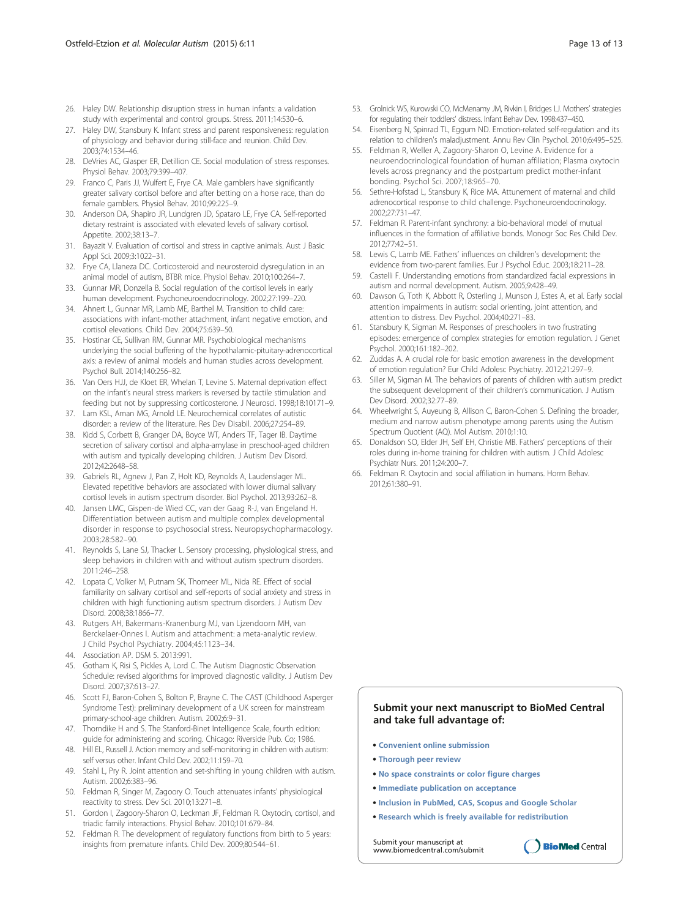26. Haley DW. Relationship disruption stress in human infants: a validation study with experimental and control groups. Stress. 2011;14:530–6.
27. Haley DW, Stansbury K. Infant stress and parent responsiveness: regulation of physiology and behavior during still-face and reunion. Child Dev. 2003;74:1534–46.
28. DeVries AC, Glasper ER, Detillion CE. Social modulation of stress responses. Physiol Behav. 2003;79:399–407.
29. Franco C, Paris JJ, Wulfert E, Frye CA. Male gamblers have significantly greater salivary cortisol before and after betting on a horse race, than do female gamblers. Physiol Behav. 2010;99:225–9.
30. Anderson DA, Shapiro JR, Lundgren JD, Spataro LE, Frye CA. Self-reported dietary restraint is associated with elevated levels of salivary cortisol. Appetite. 2002;38:13–7.
31. Bayazit V. Evaluation of cortisol and stress in captive animals. Aust J Basic Appl Sci. 2009;3:1022–31.
32. Frye CA, Llaneza DC. Corticosteroid and neurosteroid dysregulation in an animal model of autism, BTBR mice. Physiol Behav. 2010;100:264–7.
33. Gunnar MR, Donzella B. Social regulation of the cortisol levels in early human development. Psychoneuroendocrinology. 2002;27:199–220.
34. Ahnert L, Gunnar MR, Lamb ME, Barthel M. Transition to child care: associations with infant-mother attachment, infant negative emotion, and cortisol elevations. Child Dev. 2004;75:639–50.
35. Hostinar CE, Sullivan RM, Gunnar MR. Psychobiological mechanisms underlying the social buffering of the hypothalamic-pituitary-adrenocortical axis: a review of animal models and human studies across development. Psychol Bull. 2014;140:256–82.
36. Van Oers HJJ, de Kloet ER, Whelan T, Levine S. Maternal deprivation effect on the infant's neural stress markers is reversed by tactile stimulation and feeding but not by suppressing corticosterone. J Neurosci. 1998;18:10171–9.
37. Lam KSL, Aman MG, Arnold LE. Neurochemical correlates of autistic disorder: a review of the literature. Res Dev Disabil. 2006;27:254–89.
38. Kidd S, Corbett B, Granger DA, Boyce WT, Anders TF, Tager IB. Daytime secretion of salivary cortisol and alpha-amylase in preschool-aged children with autism and typically developing children. J Autism Dev Disord. 2012;42:2648–58.
39. Gabriels RL, Agnew J, Pan Z, Holt KD, Reynolds A, Laudenslager ML. Elevated repetitive behaviors are associated with lower diurnal salivary cortisol levels in autism spectrum disorder. Biol Psychol. 2013;93:262–8.
40. Jansen LMC, Gispen-de Wied CC, van der Gaag R-J, van Engeland H. Differentiation between autism and multiple complex developmental disorder in response to psychosocial stress. Neuropsychopharmacology. 2003;28:582–90.
41. Reynolds S, Lane SJ, Thacker L. Sensory processing, physiological stress, and sleep behaviors in children with and without autism spectrum disorders. 2011:246–258.
42. Lopata C, Volker M, Putnam SK, Thomeer ML, Nida RE. Effect of social familiarity on salivary cortisol and self-reports of social anxiety and stress in children with high functioning autism spectrum disorders. J Autism Dev Disord. 2008;38:1866–77.
43. Rutgers AH, Bakermans-Kranenburg MJ, van Ljzendoorn MH, van Berckelaer-Onnes I. Autism and attachment: a meta-analytic review. J Child Psychol Psychiatry. 2004;45:1123–34.
44. Association AP. DSM 5. 2013:991.
45. Gotham K, Risi S, Pickles A, Lord C. The Autism Diagnostic Observation Schedule: revised algorithms for improved diagnostic validity. J Autism Dev Disord. 2007;37:613–27.
46. Scott FJ, Baron-Cohen S, Bolton P, Brayne C. The CAST (Childhood Asperger Syndrome Test): preliminary development of a UK screen for mainstream primary-school-age children. Autism. 2002;6:9–31.
47. Thorndike H and S. The Stanford-Binet Intelligence Scale, fourth edition: guide for administering and scoring. Chicago: Riverside Pub. Co; 1986.
48. Hill EL, Russell J. Action memory and self-monitoring in children with autism: self versus other. Infant Child Dev. 2002;11:159–70.
49. Stahl L, Pry R. Joint attention and set-shifting in young children with autism. Autism. 2002;6:383–96.
50. Feldman R, Singer M, Zagoory O. Touch attenuates infants' physiological reactivity to stress. Dev Sci. 2010;13:271–8.
51. Gordon I, Zagoory-Sharon O, Leckman JF, Feldman R. Oxytocin, cortisol, and triadic family interactions. Physiol Behav. 2010;101:679–84.
52. Feldman R. The development of regulatory functions from birth to 5 years: insights from premature infants. Child Dev. 2009;80:544–61.
53. Grolnick WS, Kurowski CO, McMenamy JM, Rivkin I, Bridges LJ. Mothers' strategies for regulating their toddlers' distress. Infant Behav Dev. 1998:437–450.
54. Eisenberg N, Spinrad TL, Eggum ND. Emotion-related self-regulation and its relation to children's maladjustment. Annu Rev Clin Psychol. 2010;6:495–525.
55. Feldman R, Weller A, Zagoory-Sharon O, Levine A. Evidence for a neuroendocrinological foundation of human affiliation; Plasma oxytocin levels across pregnancy and the postpartum predict mother-infant bonding. Psychol Sci. 2007;18:965–70.
56. Sethre-Hofstad L, Stansbury K, Rice MA. Attunement of maternal and child adrenocortical response to child challenge. Psychoneuroendocrinology. 2002;27:731–47.
57. Feldman R. Parent-infant synchrony: a bio-behavioral model of mutual influences in the formation of affiliative bonds. Monogr Soc Res Child Dev. 2012;77:42–51.
58. Lewis C, Lamb ME. Fathers' influences on children's development: the evidence from two-parent families. Eur J Psychol Educ. 2003;18:211–28.
59. Castelli F. Understanding emotions from standardized facial expressions in autism and normal development. Autism. 2005;9:428–49.
60. Dawson G, Toth K, Abbott R, Osterling J, Munson J, Estes A, et al. Early social attention impairments in autism: social orienting, joint attention, and attention to distress. Dev Psychol. 2004;40:271–83.
61. Stansbury K, Sigman M. Responses of preschoolers in two frustrating episodes: emergence of complex strategies for emotion regulation. J Genet Psychol. 2000;161:182–202.
62. Zuddas A. A crucial role for basic emotion awareness in the development of emotion regulation? Eur Child Adolesc Psychiatry. 2012;21:297–9.
63. Siller M, Sigman M. The behaviors of parents of children with autism predict the subsequent development of their children's communication. J Autism Dev Disord. 2002;32:77–89.
64. Wheelwright S, Auyeung B, Allison C, Baron-Cohen S. Defining the broader, medium and narrow autism phenotype among parents using the Autism Spectrum Quotient (AQ). Mol Autism. 2010;1:10.
65. Donaldson SO, Elder JH, Self EH, Christie MB. Fathers' perceptions of their roles during in-home training for children with autism. J Child Adolesc Psychiatr Nurs. 2011;24:200–7.
66. Feldman R. Oxytocin and social affiliation in humans. Horm Behav. 2012;61:380–91.

**Submit your next manuscript to BioMed Central and take full advantage of:**

- **Convenient online submission**
- **Thorough peer review**
- **No space constraints or color figure charges**
- **Immediate publication on acceptance**
- **Inclusion in PubMed, CAS, Scopus and Google Scholar**
- **Research which is freely available for redistribution**

Submit your manuscript at
www.biomedcentral.com/submit

BioMed Central